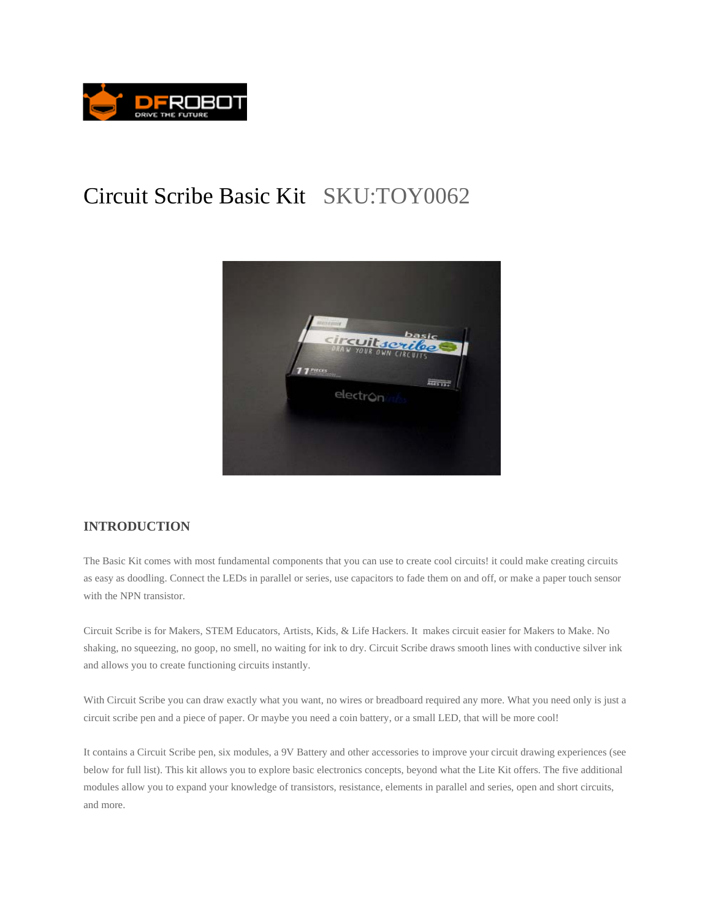# Circuit Scribe Basic Kit SKU:TOY0062

## INTRODUCTION

The Basic Kit comes with most fundamental components that you can use to create cool circuits! it could make creating circuits as easy as doodling. Connect the LEDs in parallel or series, use capacitors to fade them on and off, or make a paper touch sensor with the NPN transistor.

Circuit Scribe is for Makers, STEM Educators, Artists, Kids, & Life Hackers. It makes circuit easier for Makers to Make. No shaking, no squeezing, no goop, no smell, no waiting for ink to dry. Circuit Scribe draws smooth lines with conductive silver ink and allows you to create functioning circuits instantly.

With Circuit Scribe you can draw exactly what you want, no wires or breadboard required any more. What you need only is just a circuit scribe pen and a piece of paper. Or maybe you need a coin battery, or a small LED, that will be more cool!

It contains a Circuit Scribe pen, six modules, a 9V Battery and other accessories to improve your circuit drawing experiences (see below for full list). This kit allows you to explore basic electronics concepts, beyond what the Lite Kit offers. The five additional modules allow you to expand your knowledge of transistors, resistance, elements in parallel and series, open and short circuits, and more.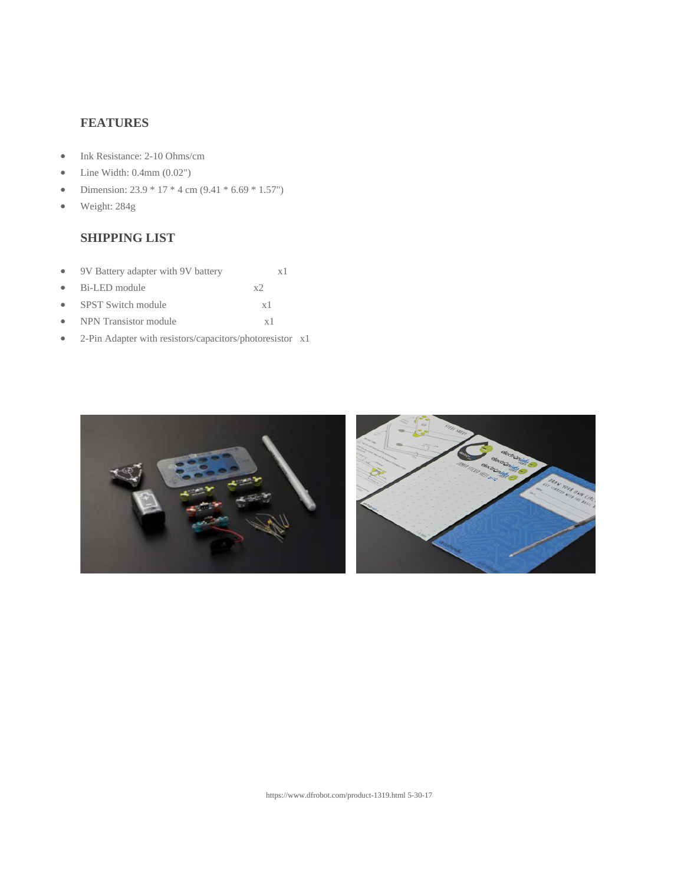## FEATURES

- Ink Resistance: 2-10 Ohms/cm
- Line Width: 0.4mm (0.02")
- Dimension: 23.9 * 17 * 4 cm (9.41 * 6.69 * 1.57")
- Weight: 284g

## SHIPPING LIST

- 9V Battery adapter with 9V battery x1
- Bi-LED module x2
- SPST Switch module x1
- NPN Transistor module x1
- 2-Pin Adapter with resistors/capacitors/photoresistor x1

https://www.dfrobot.com/product-1319.html 5-30-17